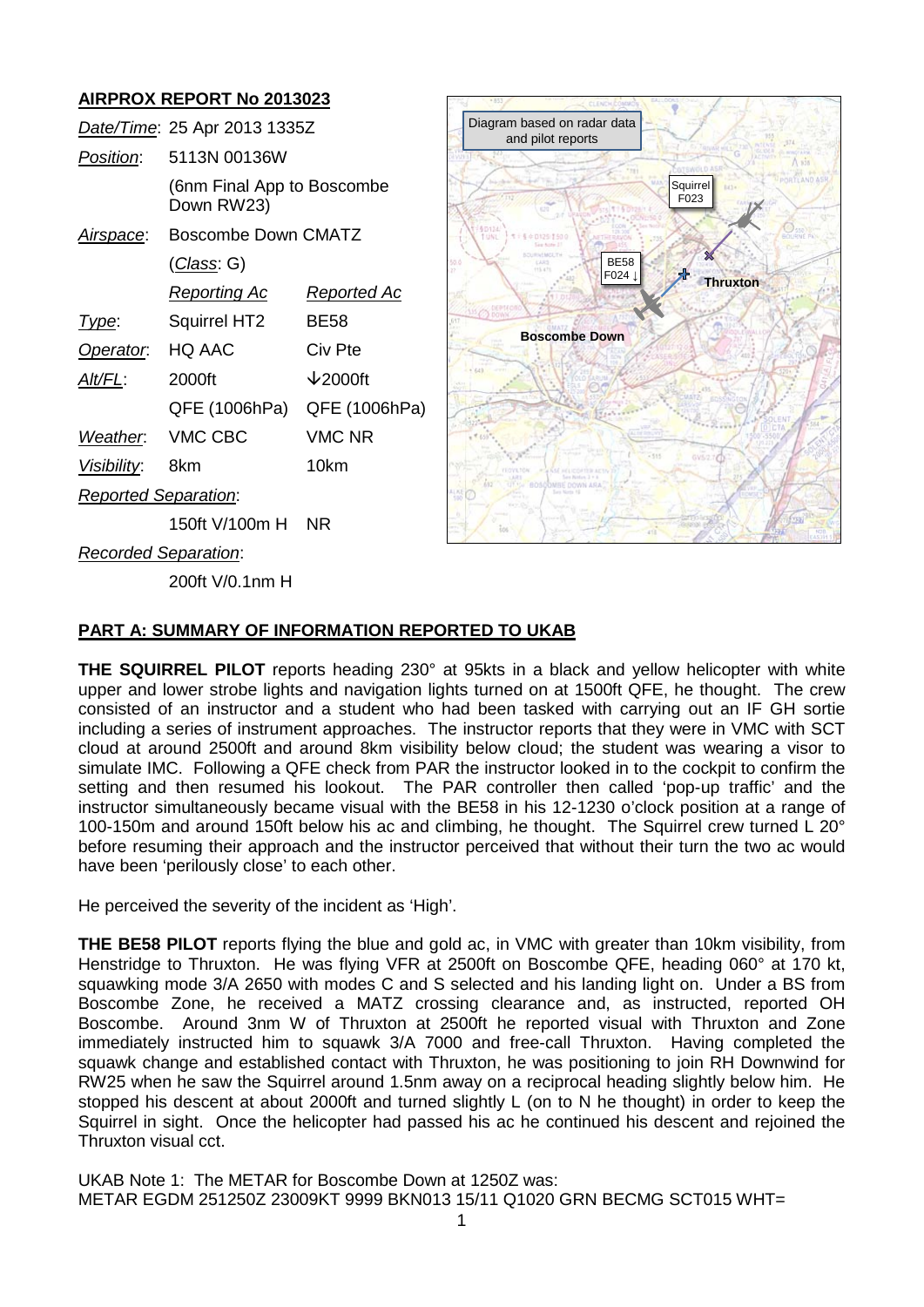## AIRPROX REPORT No 2013023

| | | |
|---|---|---|
| *Date/Time*: | 25 Apr 2013 1335Z | |
| *Position*: | 5113N 00136W | |
| | (6nm Final App to Boscombe Down RW23) | |
| *Airspace*: | Boscombe Down CMATZ | |
| | (*Class*: G) | |
| | *Reporting Ac* | *Reported Ac* |
| *Type*: | Squirrel HT2 | BE58 |
| *Operator*: | HQ AAC | Civ Pte |
| *Alt/FL*: | 2000ft | ↓2000ft |
| | QFE (1006hPa) | QFE (1006hPa) |
| *Weather*: | VMC CBC | VMC NR |
| *Visibility*: | 8km | 10km |
| *Reported Separation*: | | |
| | 150ft V/100m H | NR |
| *Recorded Separation*: | | |
| | 200ft V/0.1nm H | |

Diagram based on radar data and pilot reports

Squirrel F023

BE58 F024 ↓

Thruxton

Boscombe Down

## PART A: SUMMARY OF INFORMATION REPORTED TO UKAB

**THE SQUIRREL PILOT** reports heading 230° at 95kts in a black and yellow helicopter with white upper and lower strobe lights and navigation lights turned on at 1500ft QFE, he thought. The crew consisted of an instructor and a student who had been tasked with carrying out an IF GH sortie including a series of instrument approaches. The instructor reports that they were in VMC with SCT cloud at around 2500ft and around 8km visibility below cloud; the student was wearing a visor to simulate IMC. Following a QFE check from PAR the instructor looked in to the cockpit to confirm the setting and then resumed his lookout. The PAR controller then called 'pop-up traffic' and the instructor simultaneously became visual with the BE58 in his 12-1230 o'clock position at a range of 100-150m and around 150ft below his ac and climbing, he thought. The Squirrel crew turned L 20° before resuming their approach and the instructor perceived that without their turn the two ac would have been 'perilously close' to each other.

He perceived the severity of the incident as 'High'.

**THE BE58 PILOT** reports flying the blue and gold ac, in VMC with greater than 10km visibility, from Henstridge to Thruxton. He was flying VFR at 2500ft on Boscombe QFE, heading 060° at 170 kt, squawking mode 3/A 2650 with modes C and S selected and his landing light on. Under a BS from Boscombe Zone, he received a MATZ crossing clearance and, as instructed, reported OH Boscombe. Around 3nm W of Thruxton at 2500ft he reported visual with Thruxton and Zone immediately instructed him to squawk 3/A 7000 and free-call Thruxton. Having completed the squawk change and established contact with Thruxton, he was positioning to join RH Downwind for RW25 when he saw the Squirrel around 1.5nm away on a reciprocal heading slightly below him. He stopped his descent at about 2000ft and turned slightly L (on to N he thought) in order to keep the Squirrel in sight. Once the helicopter had passed his ac he continued his descent and rejoined the Thruxton visual cct.

UKAB Note 1: The METAR for Boscombe Down at 1250Z was:
METAR EGDM 251250Z 23009KT 9999 BKN013 15/11 Q1020 GRN BECMG SCT015 WHT=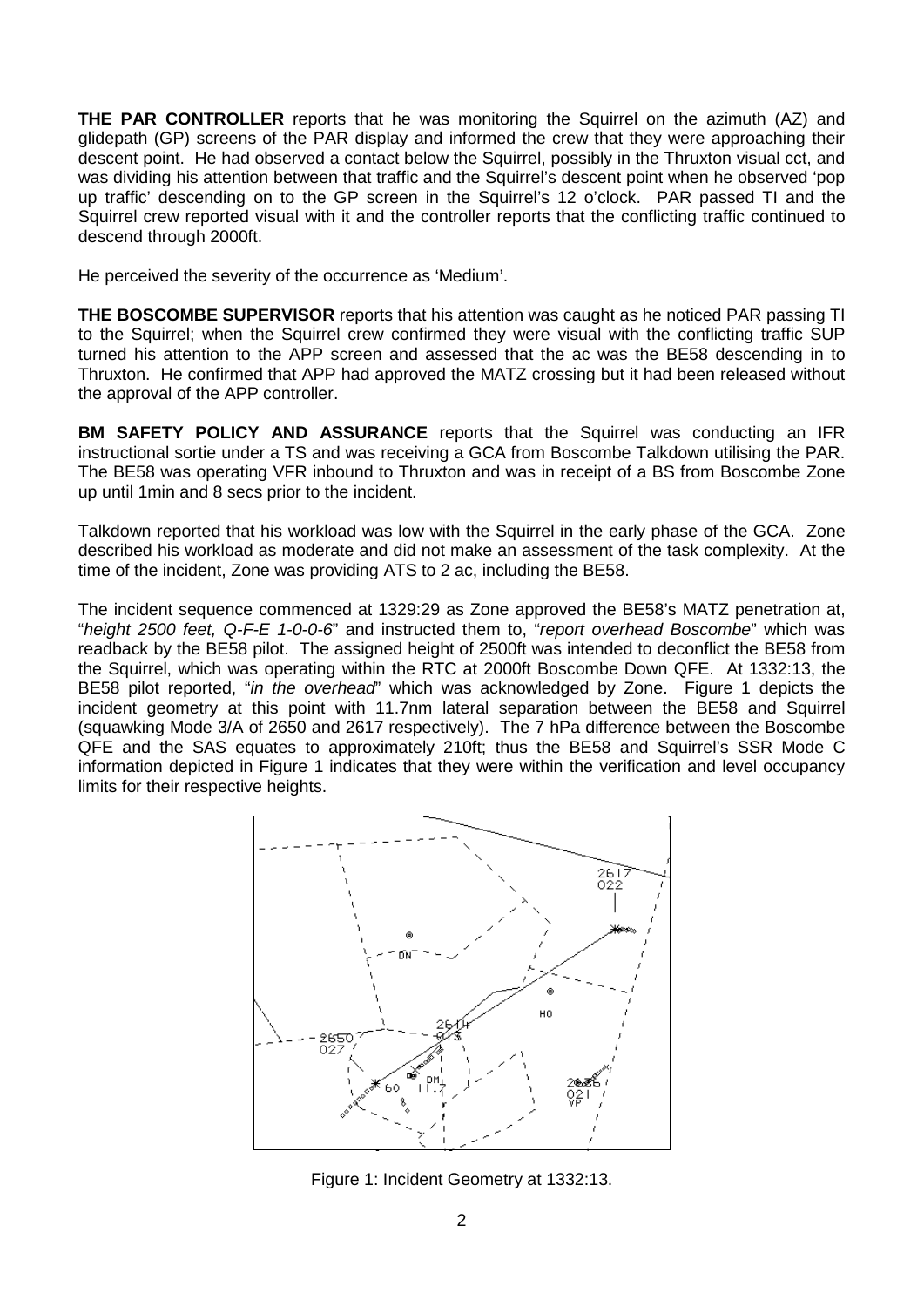**THE PAR CONTROLLER** reports that he was monitoring the Squirrel on the azimuth (AZ) and glidepath (GP) screens of the PAR display and informed the crew that they were approaching their descent point. He had observed a contact below the Squirrel, possibly in the Thruxton visual cct, and was dividing his attention between that traffic and the Squirrel's descent point when he observed 'pop up traffic' descending on to the GP screen in the Squirrel's 12 o'clock. PAR passed TI and the Squirrel crew reported visual with it and the controller reports that the conflicting traffic continued to descend through 2000ft.

He perceived the severity of the occurrence as 'Medium'.

**THE BOSCOMBE SUPERVISOR** reports that his attention was caught as he noticed PAR passing TI to the Squirrel; when the Squirrel crew confirmed they were visual with the conflicting traffic SUP turned his attention to the APP screen and assessed that the ac was the BE58 descending in to Thruxton. He confirmed that APP had approved the MATZ crossing but it had been released without the approval of the APP controller.

**BM SAFETY POLICY AND ASSURANCE** reports that the Squirrel was conducting an IFR instructional sortie under a TS and was receiving a GCA from Boscombe Talkdown utilising the PAR. The BE58 was operating VFR inbound to Thruxton and was in receipt of a BS from Boscombe Zone up until 1min and 8 secs prior to the incident.

Talkdown reported that his workload was low with the Squirrel in the early phase of the GCA. Zone described his workload as moderate and did not make an assessment of the task complexity. At the time of the incident, Zone was providing ATS to 2 ac, including the BE58.

The incident sequence commenced at 1329:29 as Zone approved the BE58's MATZ penetration at, "*height 2500 feet, Q-F-E 1-0-0-6*" and instructed them to, "*report overhead Boscombe*" which was readback by the BE58 pilot. The assigned height of 2500ft was intended to deconflict the BE58 from the Squirrel, which was operating within the RTC at 2000ft Boscombe Down QFE. At 1332:13, the BE58 pilot reported, "*in the overhead*" which was acknowledged by Zone. Figure 1 depicts the incident geometry at this point with 11.7nm lateral separation between the BE58 and Squirrel (squawking Mode 3/A of 2650 and 2617 respectively). The 7 hPa difference between the Boscombe QFE and the SAS equates to approximately 210ft; thus the BE58 and Squirrel's SSR Mode C information depicted in Figure 1 indicates that they were within the verification and level occupancy limits for their respective heights.

Figure 1: Incident Geometry at 1332:13.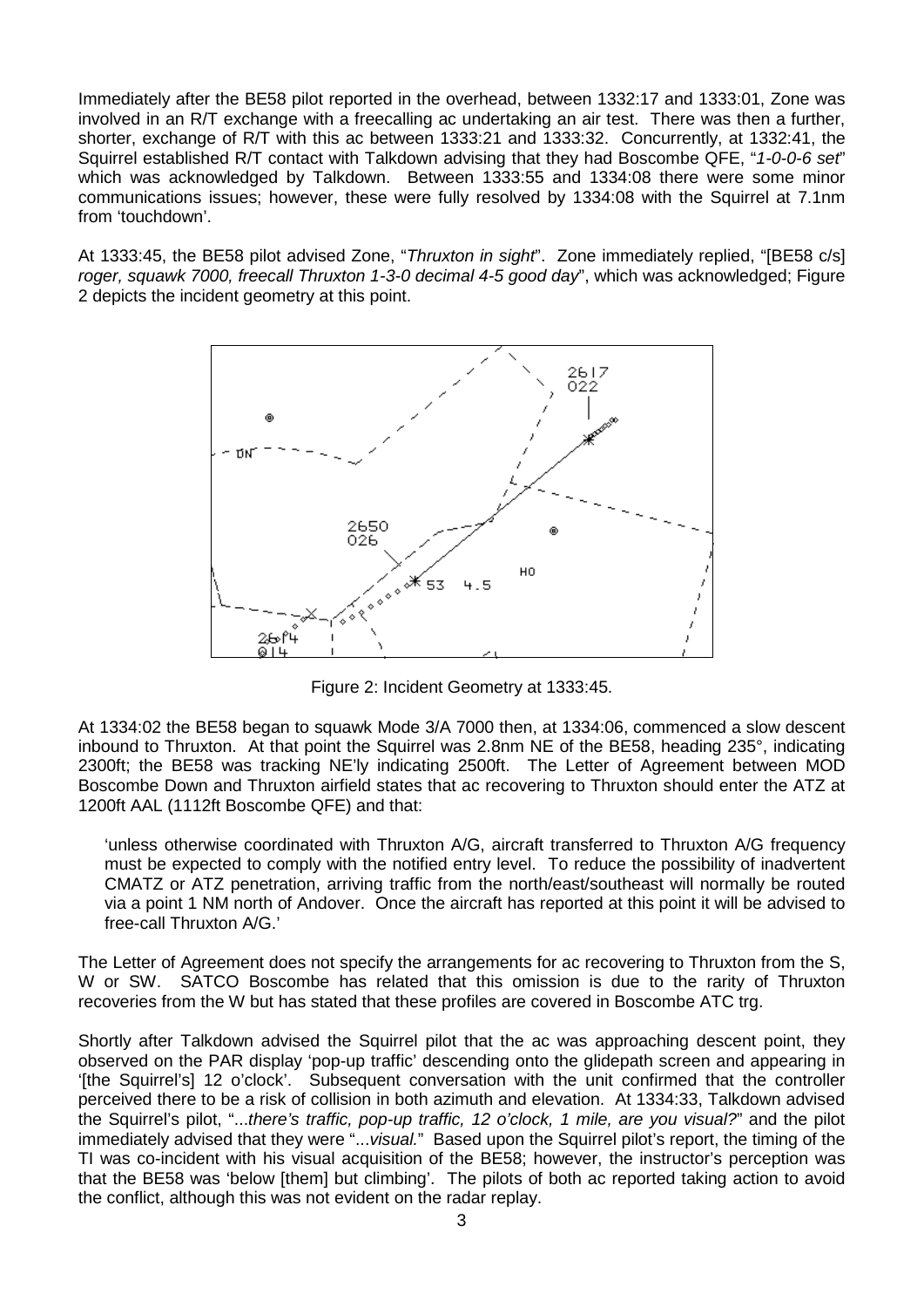Immediately after the BE58 pilot reported in the overhead, between 1332:17 and 1333:01, Zone was involved in an R/T exchange with a freecalling ac undertaking an air test. There was then a further, shorter, exchange of R/T with this ac between 1333:21 and 1333:32. Concurrently, at 1332:41, the Squirrel established R/T contact with Talkdown advising that they had Boscombe QFE, "*1-0-0-6 set*" which was acknowledged by Talkdown. Between 1333:55 and 1334:08 there were some minor communications issues; however, these were fully resolved by 1334:08 with the Squirrel at 7.1nm from 'touchdown'.

At 1333:45, the BE58 pilot advised Zone, "*Thruxton in sight*". Zone immediately replied, "[BE58 c/s] *roger, squawk 7000, freecall Thruxton 1-3-0 decimal 4-5 good day*", which was acknowledged; Figure 2 depicts the incident geometry at this point.

Figure 2: Incident Geometry at 1333:45.

At 1334:02 the BE58 began to squawk Mode 3/A 7000 then, at 1334:06, commenced a slow descent inbound to Thruxton. At that point the Squirrel was 2.8nm NE of the BE58, heading 235°, indicating 2300ft; the BE58 was tracking NE'ly indicating 2500ft. The Letter of Agreement between MOD Boscombe Down and Thruxton airfield states that ac recovering to Thruxton should enter the ATZ at 1200ft AAL (1112ft Boscombe QFE) and that:

'unless otherwise coordinated with Thruxton A/G, aircraft transferred to Thruxton A/G frequency must be expected to comply with the notified entry level. To reduce the possibility of inadvertent CMATZ or ATZ penetration, arriving traffic from the north/east/southeast will normally be routed via a point 1 NM north of Andover. Once the aircraft has reported at this point it will be advised to free-call Thruxton A/G.'

The Letter of Agreement does not specify the arrangements for ac recovering to Thruxton from the S, W or SW. SATCO Boscombe has related that this omission is due to the rarity of Thruxton recoveries from the W but has stated that these profiles are covered in Boscombe ATC trg.

Shortly after Talkdown advised the Squirrel pilot that the ac was approaching descent point, they observed on the PAR display 'pop-up traffic' descending onto the glidepath screen and appearing in '[the Squirrel's] 12 o'clock'. Subsequent conversation with the unit confirmed that the controller perceived there to be a risk of collision in both azimuth and elevation. At 1334:33, Talkdown advised the Squirrel's pilot, "*...there's traffic, pop-up traffic, 12 o'clock, 1 mile, are you visual?*" and the pilot immediately advised that they were "*...visual.*" Based upon the Squirrel pilot's report, the timing of the TI was co-incident with his visual acquisition of the BE58; however, the instructor's perception was that the BE58 was 'below [them] but climbing'. The pilots of both ac reported taking action to avoid the conflict, although this was not evident on the radar replay.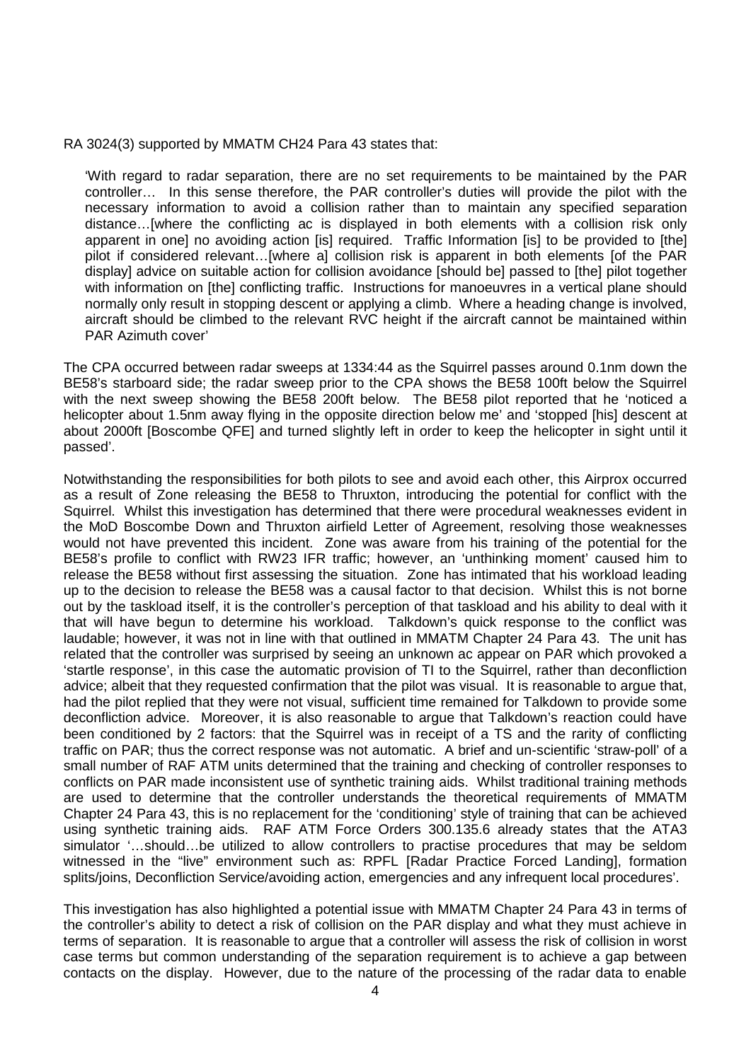RA 3024(3) supported by MMATM CH24 Para 43 states that:

> 'With regard to radar separation, there are no set requirements to be maintained by the PAR controller… In this sense therefore, the PAR controller's duties will provide the pilot with the necessary information to avoid a collision rather than to maintain any specified separation distance…[where the conflicting ac is displayed in both elements with a collision risk only apparent in one] no avoiding action [is] required. Traffic Information [is] to be provided to [the] pilot if considered relevant…[where a] collision risk is apparent in both elements [of the PAR display] advice on suitable action for collision avoidance [should be] passed to [the] pilot together with information on [the] conflicting traffic. Instructions for manoeuvres in a vertical plane should normally only result in stopping descent or applying a climb. Where a heading change is involved, aircraft should be climbed to the relevant RVC height if the aircraft cannot be maintained within PAR Azimuth cover'

The CPA occurred between radar sweeps at 1334:44 as the Squirrel passes around 0.1nm down the BE58's starboard side; the radar sweep prior to the CPA shows the BE58 100ft below the Squirrel with the next sweep showing the BE58 200ft below. The BE58 pilot reported that he 'noticed a helicopter about 1.5nm away flying in the opposite direction below me' and 'stopped [his] descent at about 2000ft [Boscombe QFE] and turned slightly left in order to keep the helicopter in sight until it passed'.

Notwithstanding the responsibilities for both pilots to see and avoid each other, this Airprox occurred as a result of Zone releasing the BE58 to Thruxton, introducing the potential for conflict with the Squirrel. Whilst this investigation has determined that there were procedural weaknesses evident in the MoD Boscombe Down and Thruxton airfield Letter of Agreement, resolving those weaknesses would not have prevented this incident. Zone was aware from his training of the potential for the BE58's profile to conflict with RW23 IFR traffic; however, an 'unthinking moment' caused him to release the BE58 without first assessing the situation. Zone has intimated that his workload leading up to the decision to release the BE58 was a causal factor to that decision. Whilst this is not borne out by the taskload itself, it is the controller's perception of that taskload and his ability to deal with it that will have begun to determine his workload. Talkdown's quick response to the conflict was laudable; however, it was not in line with that outlined in MMATM Chapter 24 Para 43. The unit has related that the controller was surprised by seeing an unknown ac appear on PAR which provoked a 'startle response', in this case the automatic provision of TI to the Squirrel, rather than deconfliction advice; albeit that they requested confirmation that the pilot was visual. It is reasonable to argue that, had the pilot replied that they were not visual, sufficient time remained for Talkdown to provide some deconfliction advice. Moreover, it is also reasonable to argue that Talkdown's reaction could have been conditioned by 2 factors: that the Squirrel was in receipt of a TS and the rarity of conflicting traffic on PAR; thus the correct response was not automatic. A brief and un-scientific 'straw-poll' of a small number of RAF ATM units determined that the training and checking of controller responses to conflicts on PAR made inconsistent use of synthetic training aids. Whilst traditional training methods are used to determine that the controller understands the theoretical requirements of MMATM Chapter 24 Para 43, this is no replacement for the 'conditioning' style of training that can be achieved using synthetic training aids. RAF ATM Force Orders 300.135.6 already states that the ATA3 simulator '…should…be utilized to allow controllers to practise procedures that may be seldom witnessed in the "live" environment such as: RPFL [Radar Practice Forced Landing], formation splits/joins, Deconfliction Service/avoiding action, emergencies and any infrequent local procedures'.

This investigation has also highlighted a potential issue with MMATM Chapter 24 Para 43 in terms of the controller's ability to detect a risk of collision on the PAR display and what they must achieve in terms of separation. It is reasonable to argue that a controller will assess the risk of collision in worst case terms but common understanding of the separation requirement is to achieve a gap between contacts on the display. However, due to the nature of the processing of the radar data to enable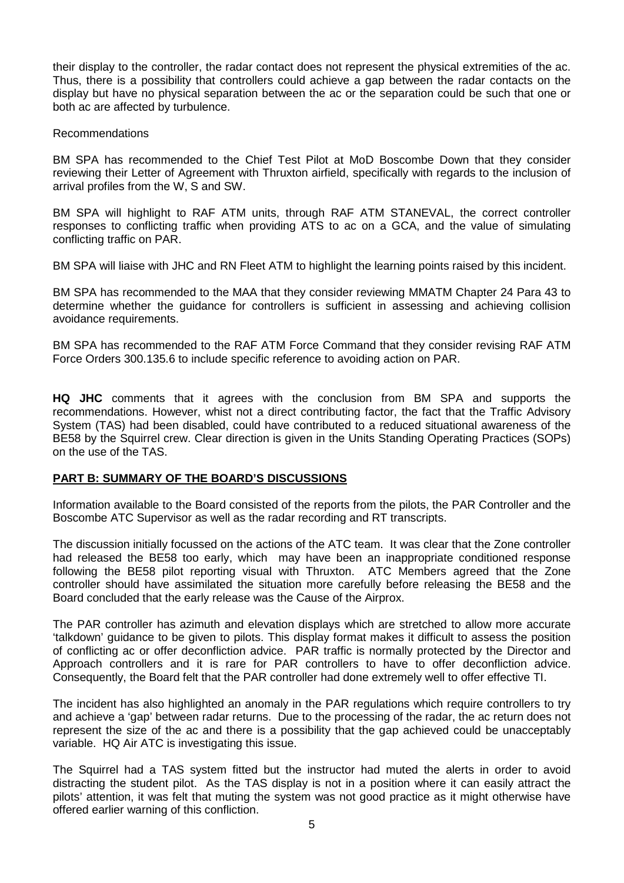their display to the controller, the radar contact does not represent the physical extremities of the ac. Thus, there is a possibility that controllers could achieve a gap between the radar contacts on the display but have no physical separation between the ac or the separation could be such that one or both ac are affected by turbulence.

Recommendations

BM SPA has recommended to the Chief Test Pilot at MoD Boscombe Down that they consider reviewing their Letter of Agreement with Thruxton airfield, specifically with regards to the inclusion of arrival profiles from the W, S and SW.

BM SPA will highlight to RAF ATM units, through RAF ATM STANEVAL, the correct controller responses to conflicting traffic when providing ATS to ac on a GCA, and the value of simulating conflicting traffic on PAR.

BM SPA will liaise with JHC and RN Fleet ATM to highlight the learning points raised by this incident.

BM SPA has recommended to the MAA that they consider reviewing MMATM Chapter 24 Para 43 to determine whether the guidance for controllers is sufficient in assessing and achieving collision avoidance requirements.

BM SPA has recommended to the RAF ATM Force Command that they consider revising RAF ATM Force Orders 300.135.6 to include specific reference to avoiding action on PAR.

**HQ JHC** comments that it agrees with the conclusion from BM SPA and supports the recommendations. However, whist not a direct contributing factor, the fact that the Traffic Advisory System (TAS) had been disabled, could have contributed to a reduced situational awareness of the BE58 by the Squirrel crew. Clear direction is given in the Units Standing Operating Practices (SOPs) on the use of the TAS.

## PART B: SUMMARY OF THE BOARD'S DISCUSSIONS

Information available to the Board consisted of the reports from the pilots, the PAR Controller and the Boscombe ATC Supervisor as well as the radar recording and RT transcripts.

The discussion initially focussed on the actions of the ATC team. It was clear that the Zone controller had released the BE58 too early, which may have been an inappropriate conditioned response following the BE58 pilot reporting visual with Thruxton. ATC Members agreed that the Zone controller should have assimilated the situation more carefully before releasing the BE58 and the Board concluded that the early release was the Cause of the Airprox.

The PAR controller has azimuth and elevation displays which are stretched to allow more accurate 'talkdown' guidance to be given to pilots. This display format makes it difficult to assess the position of conflicting ac or offer deconfliction advice. PAR traffic is normally protected by the Director and Approach controllers and it is rare for PAR controllers to have to offer deconfliction advice. Consequently, the Board felt that the PAR controller had done extremely well to offer effective TI.

The incident has also highlighted an anomaly in the PAR regulations which require controllers to try and achieve a 'gap' between radar returns. Due to the processing of the radar, the ac return does not represent the size of the ac and there is a possibility that the gap achieved could be unacceptably variable. HQ Air ATC is investigating this issue.

The Squirrel had a TAS system fitted but the instructor had muted the alerts in order to avoid distracting the student pilot. As the TAS display is not in a position where it can easily attract the pilots' attention, it was felt that muting the system was not good practice as it might otherwise have offered earlier warning of this confliction.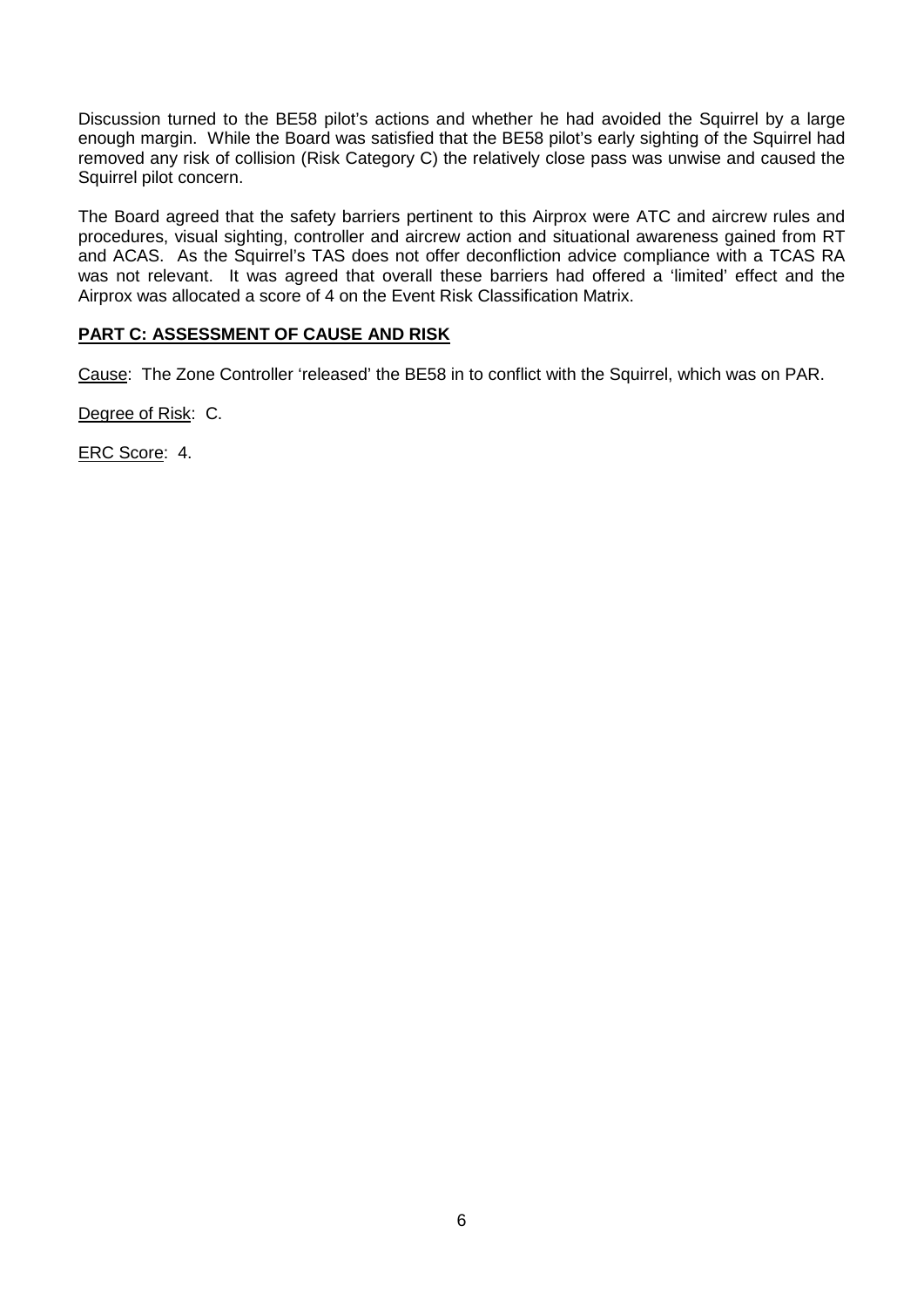Discussion turned to the BE58 pilot's actions and whether he had avoided the Squirrel by a large enough margin. While the Board was satisfied that the BE58 pilot's early sighting of the Squirrel had removed any risk of collision (Risk Category C) the relatively close pass was unwise and caused the Squirrel pilot concern.

The Board agreed that the safety barriers pertinent to this Airprox were ATC and aircrew rules and procedures, visual sighting, controller and aircrew action and situational awareness gained from RT and ACAS. As the Squirrel's TAS does not offer deconfliction advice compliance with a TCAS RA was not relevant. It was agreed that overall these barriers had offered a 'limited' effect and the Airprox was allocated a score of 4 on the Event Risk Classification Matrix.

## PART C: ASSESSMENT OF CAUSE AND RISK

Cause: The Zone Controller 'released' the BE58 in to conflict with the Squirrel, which was on PAR.

Degree of Risk: C.

ERC Score: 4.